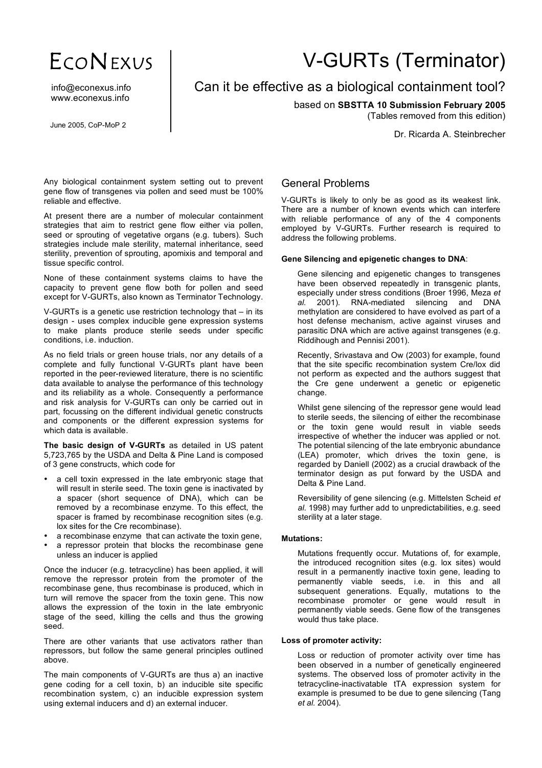ECONEXUS

info@econexus.info
www.econexus.info

June 2005, CoP-MoP 2

# V-GURTs (Terminator)

## Can it be effective as a biological containment tool?

based on **SBSTTA 10 Submission February 2005**
(Tables removed from this edition)

Dr. Ricarda A. Steinbrecher

Any biological containment system setting out to prevent gene flow of transgenes via pollen and seed must be 100% reliable and effective.

At present there are a number of molecular containment strategies that aim to restrict gene flow either via pollen, seed or sprouting of vegetative organs (e.g. tubers). Such strategies include male sterility, maternal inheritance, seed sterility, prevention of sprouting, apomixis and temporal and tissue specific control.

None of these containment systems claims to have the capacity to prevent gene flow both for pollen and seed except for V-GURTs, also known as Terminator Technology.

V-GURTs is a genetic use restriction technology that – in its design - uses complex inducible gene expression systems to make plants produce sterile seeds under specific conditions, i.e. induction.

As no field trials or green house trials, nor any details of a complete and fully functional V-GURTs plant have been reported in the peer-reviewed literature, there is no scientific data available to analyse the performance of this technology and its reliability as a whole. Consequently a performance and risk analysis for V-GURTs can only be carried out in part, focussing on the different individual genetic constructs and components or the different expression systems for which data is available.

**The basic design of V-GURTs** as detailed in US patent 5,723,765 by the USDA and Delta & Pine Land is composed of 3 gene constructs, which code for

- a cell toxin expressed in the late embryonic stage that will result in sterile seed. The toxin gene is inactivated by a spacer (short sequence of DNA), which can be removed by a recombinase enzyme. To this effect, the spacer is framed by recombinase recognition sites (e.g. lox sites for the Cre recombinase).
- a recombinase enzyme that can activate the toxin gene,
- a repressor protein that blocks the recombinase gene unless an inducer is applied

Once the inducer (e.g. tetracycline) has been applied, it will remove the repressor protein from the promoter of the recombinase gene, thus recombinase is produced, which in turn will remove the spacer from the toxin gene. This now allows the expression of the toxin in the late embryonic stage of the seed, killing the cells and thus the growing seed.

There are other variants that use activators rather than repressors, but follow the same general principles outlined above.

The main components of V-GURTs are thus a) an inactive gene coding for a cell toxin, b) an inducible site specific recombination system, c) an inducible expression system using external inducers and d) an external inducer.

## General Problems

V-GURTs is likely to only be as good as its weakest link. There are a number of known events which can interfere with reliable performance of any of the 4 components employed by V-GURTs. Further research is required to address the following problems.

#### Gene Silencing and epigenetic changes to DNA:

Gene silencing and epigenetic changes to transgenes have been observed repeatedly in transgenic plants, especially under stress conditions (Broer 1996, Meza *et al.* 2001). RNA-mediated silencing and DNA methylation are considered to have evolved as part of a host defense mechanism, active against viruses and parasitic DNA which are active against transgenes (e.g. Riddihough and Pennisi 2001).

Recently, Srivastava and Ow (2003) for example, found that the site specific recombination system Cre/lox did not perform as expected and the authors suggest that the Cre gene underwent a genetic or epigenetic change.

Whilst gene silencing of the repressor gene would lead to sterile seeds, the silencing of either the recombinase or the toxin gene would result in viable seeds irrespective of whether the inducer was applied or not. The potential silencing of the late embryonic abundance (LEA) promoter, which drives the toxin gene, is regarded by Daniell (2002) as a crucial drawback of the terminator design as put forward by the USDA and Delta & Pine Land.

Reversibility of gene silencing (e.g. Mittelsten Scheid *et al*. 1998) may further add to unpredictabilities, e.g. seed sterility at a later stage.

#### Mutations:

Mutations frequently occur. Mutations of, for example, the introduced recognition sites (e.g. lox sites) would result in a permanently inactive toxin gene, leading to permanently viable seeds, i.e. in this and all subsequent generations. Equally, mutations to the recombinase promoter or gene would result in permanently viable seeds. Gene flow of the transgenes would thus take place.

#### Loss of promoter activity:

Loss or reduction of promoter activity over time has been observed in a number of genetically engineered systems. The observed loss of promoter activity in the tetracycline-inactivatable tTA expression system for example is presumed to be due to gene silencing (Tang *et al.* 2004).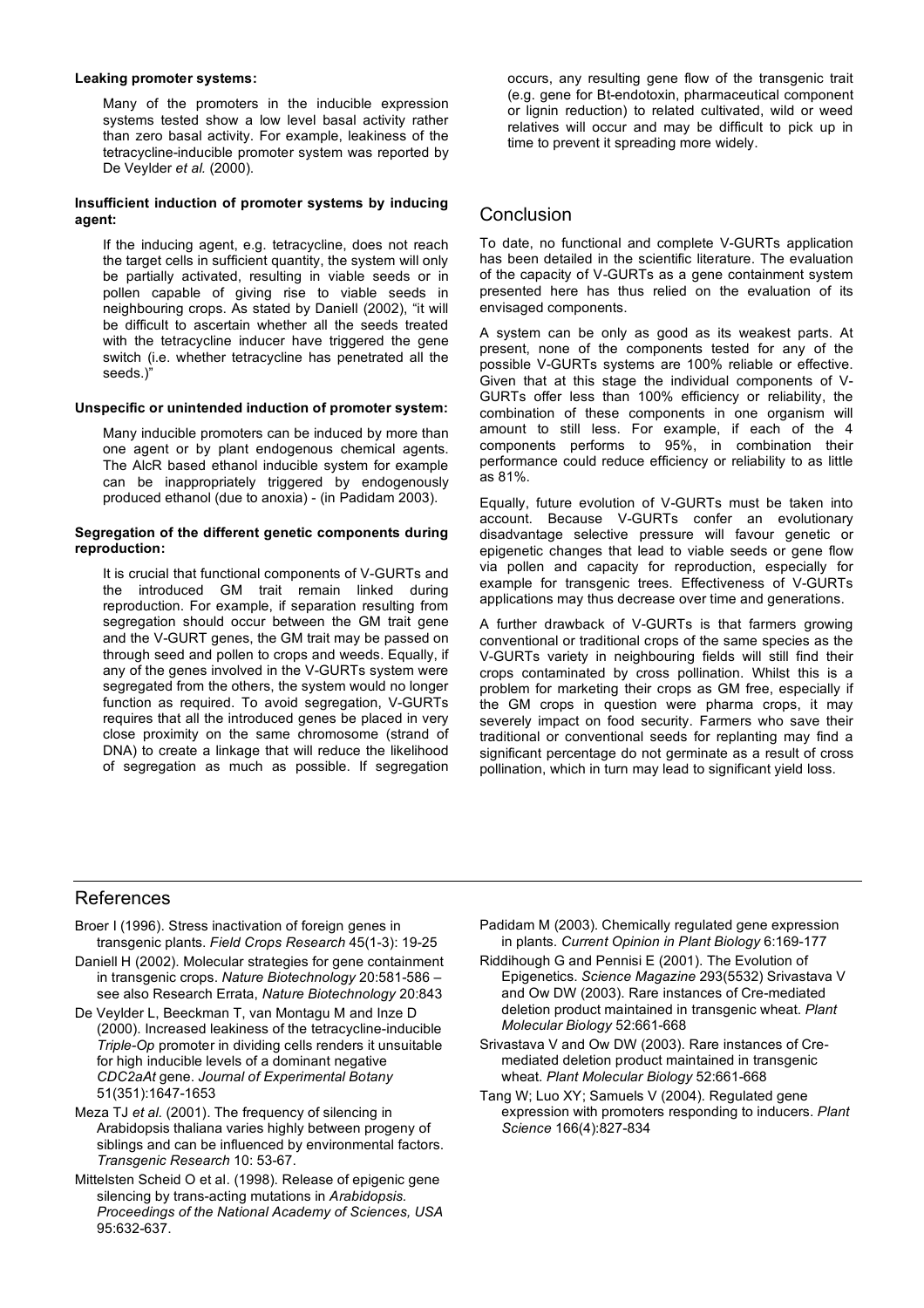**Leaking promoter systems:**

Many of the promoters in the inducible expression systems tested show a low level basal activity rather than zero basal activity. For example, leakiness of the tetracycline-inducible promoter system was reported by De Veylder *et al.* (2000).

**Insufficient induction of promoter systems by inducing agent:**

If the inducing agent, e.g. tetracycline, does not reach the target cells in sufficient quantity, the system will only be partially activated, resulting in viable seeds or in pollen capable of giving rise to viable seeds in neighbouring crops. As stated by Daniell (2002), "it will be difficult to ascertain whether all the seeds treated with the tetracycline inducer have triggered the gene switch (i.e. whether tetracycline has penetrated all the seeds.)"

**Unspecific or unintended induction of promoter system:**

Many inducible promoters can be induced by more than one agent or by plant endogenous chemical agents. The AlcR based ethanol inducible system for example can be inappropriately triggered by endogenously produced ethanol (due to anoxia) - (in Padidam 2003).

**Segregation of the different genetic components during reproduction:**

It is crucial that functional components of V-GURTs and the introduced GM trait remain linked during reproduction. For example, if separation resulting from segregation should occur between the GM trait gene and the V-GURT genes, the GM trait may be passed on through seed and pollen to crops and weeds. Equally, if any of the genes involved in the V-GURTs system were segregated from the others, the system would no longer function as required. To avoid segregation, V-GURTs requires that all the introduced genes be placed in very close proximity on the same chromosome (strand of DNA) to create a linkage that will reduce the likelihood of segregation as much as possible. If segregation occurs, any resulting gene flow of the transgenic trait (e.g. gene for Bt-endotoxin, pharmaceutical component or lignin reduction) to related cultivated, wild or weed relatives will occur and may be difficult to pick up in time to prevent it spreading more widely.

## Conclusion

To date, no functional and complete V-GURTs application has been detailed in the scientific literature. The evaluation of the capacity of V-GURTs as a gene containment system presented here has thus relied on the evaluation of its envisaged components.

A system can be only as good as its weakest parts. At present, none of the components tested for any of the possible V-GURTs systems are 100% reliable or effective. Given that at this stage the individual components of V-GURTs offer less than 100% efficiency or reliability, the combination of these components in one organism will amount to still less. For example, if each of the 4 components performs to 95%, in combination their performance could reduce efficiency or reliability to as little as 81%.

Equally, future evolution of V-GURTs must be taken into account. Because V-GURTs confer an evolutionary disadvantage selective pressure will favour genetic or epigenetic changes that lead to viable seeds or gene flow via pollen and capacity for reproduction, especially for example for transgenic trees. Effectiveness of V-GURTs applications may thus decrease over time and generations.

A further drawback of V-GURTs is that farmers growing conventional or traditional crops of the same species as the V-GURTs variety in neighbouring fields will still find their crops contaminated by cross pollination. Whilst this is a problem for marketing their crops as GM free, especially if the GM crops in question were pharma crops, it may severely impact on food security. Farmers who save their traditional or conventional seeds for replanting may find a significant percentage do not germinate as a result of cross pollination, which in turn may lead to significant yield loss.

## References

Broer I (1996). Stress inactivation of foreign genes in transgenic plants. *Field Crops Research* 45(1-3): 19-25

Daniell H (2002). Molecular strategies for gene containment in transgenic crops. *Nature Biotechnology* 20:581-586 – see also Research Errata, *Nature Biotechnology* 20:843

De Veylder L, Beeckman T, van Montagu M and Inze D (2000). Increased leakiness of the tetracycline-inducible *Triple-Op* promoter in dividing cells renders it unsuitable for high inducible levels of a dominant negative *CDC2aAt* gene. *Journal of Experimental Botany* 51(351):1647-1653

Meza TJ *et al*. (2001). The frequency of silencing in Arabidopsis thaliana varies highly between progeny of siblings and can be influenced by environmental factors. *Transgenic Research* 10: 53-67.

Mittelsten Scheid O et al. (1998). Release of epigenic gene silencing by trans-acting mutations in *Arabidopsis. Proceedings of the National Academy of Sciences, USA* 95:632-637.

Padidam M (2003). Chemically regulated gene expression in plants. *Current Opinion in Plant Biology* 6:169-177

Riddihough G and Pennisi E (2001). The Evolution of Epigenetics. *Science Magazine* 293(5532) Srivastava V and Ow DW (2003). Rare instances of Cre-mediated deletion product maintained in transgenic wheat. *Plant Molecular Biology* 52:661-668

Srivastava V and Ow DW (2003). Rare instances of Cre-mediated deletion product maintained in transgenic wheat. *Plant Molecular Biology* 52:661-668

Tang W; Luo XY; Samuels V (2004). Regulated gene expression with promoters responding to inducers. *Plant Science* 166(4):827-834